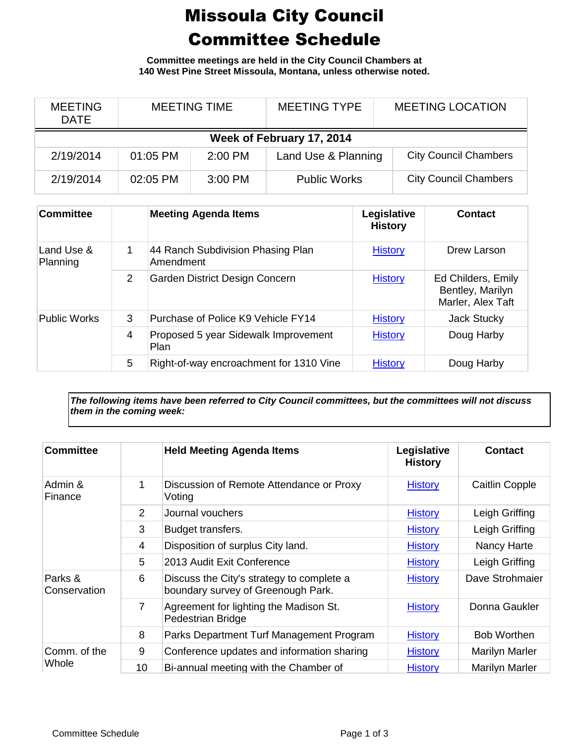# Missoula City Council Committee Schedule

**Committee meetings are held in the City Council Chambers at 140 West Pine Street Missoula, Montana, unless otherwise noted.**

| MEETING DATE | MEETING TIME | | MEETING TYPE | MEETING LOCATION |
|---|---|---|---|---|
| **Week of February 17, 2014** | | | | |
| 2/19/2014 | 01:05 PM | 2:00 PM | Land Use & Planning | City Council Chambers |
| 2/19/2014 | 02:05 PM | 3:00 PM | Public Works | City Council Chambers |

| Committee | | Meeting Agenda Items | Legislative History | Contact |
|---|---|---|---|---|
| Land Use & Planning | 1 | 44 Ranch Subdivision Phasing Plan Amendment | History | Drew Larson |
| | 2 | Garden District Design Concern | History | Ed Childers, Emily Bentley, Marilyn Marler, Alex Taft |
| Public Works | 3 | Purchase of Police K9 Vehicle FY14 | History | Jack Stucky |
| | 4 | Proposed 5 year Sidewalk Improvement Plan | History | Doug Harby |
| | 5 | Right-of-way encroachment for 1310 Vine | History | Doug Harby |

***The following items have been referred to City Council committees, but the committees will not discuss them in the coming week:***

| Committee | | Held Meeting Agenda Items | Legislative History | Contact |
|---|---|---|---|---|
| Admin & Finance | 1 | Discussion of Remote Attendance or Proxy Voting | History | Caitlin Copple |
| | 2 | Journal vouchers | History | Leigh Griffing |
| | 3 | Budget transfers. | History | Leigh Griffing |
| | 4 | Disposition of surplus City land. | History | Nancy Harte |
| | 5 | 2013 Audit Exit Conference | History | Leigh Griffing |
| Parks & Conservation | 6 | Discuss the City's strategy to complete a boundary survey of Greenough Park. | History | Dave Strohmaier |
| | 7 | Agreement for lighting the Madison St. Pedestrian Bridge | History | Donna Gaukler |
| | 8 | Parks Department Turf Management Program | History | Bob Worthen |
| Comm. of the Whole | 9 | Conference updates and information sharing | History | Marilyn Marler |
| | 10 | Bi-annual meeting with the Chamber of | History | Marilyn Marler |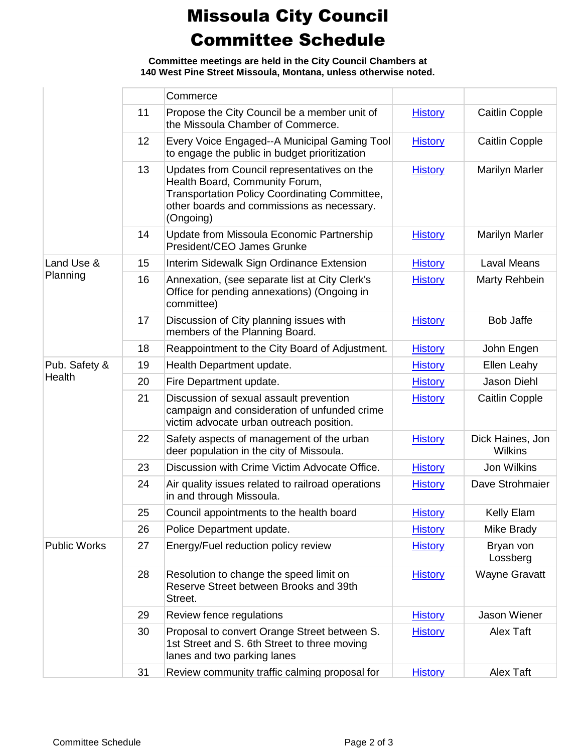# Missoula City Council Committee Schedule

**Committee meetings are held in the City Council Chambers at 140 West Pine Street Missoula, Montana, unless otherwise noted.**

| | | | | |
|---|---|---|---|---|
| | | Commerce | | |
| | 11 | Propose the City Council be a member unit of the Missoula Chamber of Commerce. | History | Caitlin Copple |
| | 12 | Every Voice Engaged--A Municipal Gaming Tool to engage the public in budget prioritization | History | Caitlin Copple |
| | 13 | Updates from Council representatives on the Health Board, Community Forum, Transportation Policy Coordinating Committee, other boards and commissions as necessary. (Ongoing) | History | Marilyn Marler |
| | 14 | Update from Missoula Economic Partnership President/CEO James Grunke | History | Marilyn Marler |
| Land Use & Planning | 15 | Interim Sidewalk Sign Ordinance Extension | History | Laval Means |
| | 16 | Annexation, (see separate list at City Clerk's Office for pending annexations) (Ongoing in committee) | History | Marty Rehbein |
| | 17 | Discussion of City planning issues with members of the Planning Board. | History | Bob Jaffe |
| | 18 | Reappointment to the City Board of Adjustment. | History | John Engen |
| Pub. Safety & Health | 19 | Health Department update. | History | Ellen Leahy |
| | 20 | Fire Department update. | History | Jason Diehl |
| | 21 | Discussion of sexual assault prevention campaign and consideration of unfunded crime victim advocate urban outreach position. | History | Caitlin Copple |
| | 22 | Safety aspects of management of the urban deer population in the city of Missoula. | History | Dick Haines, Jon Wilkins |
| | 23 | Discussion with Crime Victim Advocate Office. | History | Jon Wilkins |
| | 24 | Air quality issues related to railroad operations in and through Missoula. | History | Dave Strohmaier |
| | 25 | Council appointments to the health board | History | Kelly Elam |
| | 26 | Police Department update. | History | Mike Brady |
| Public Works | 27 | Energy/Fuel reduction policy review | History | Bryan von Lossberg |
| | 28 | Resolution to change the speed limit on Reserve Street between Brooks and 39th Street. | History | Wayne Gravatt |
| | 29 | Review fence regulations | History | Jason Wiener |
| | 30 | Proposal to convert Orange Street between S. 1st Street and S. 6th Street to three moving lanes and two parking lanes | History | Alex Taft |
| | 31 | Review community traffic calming proposal for | History | Alex Taft |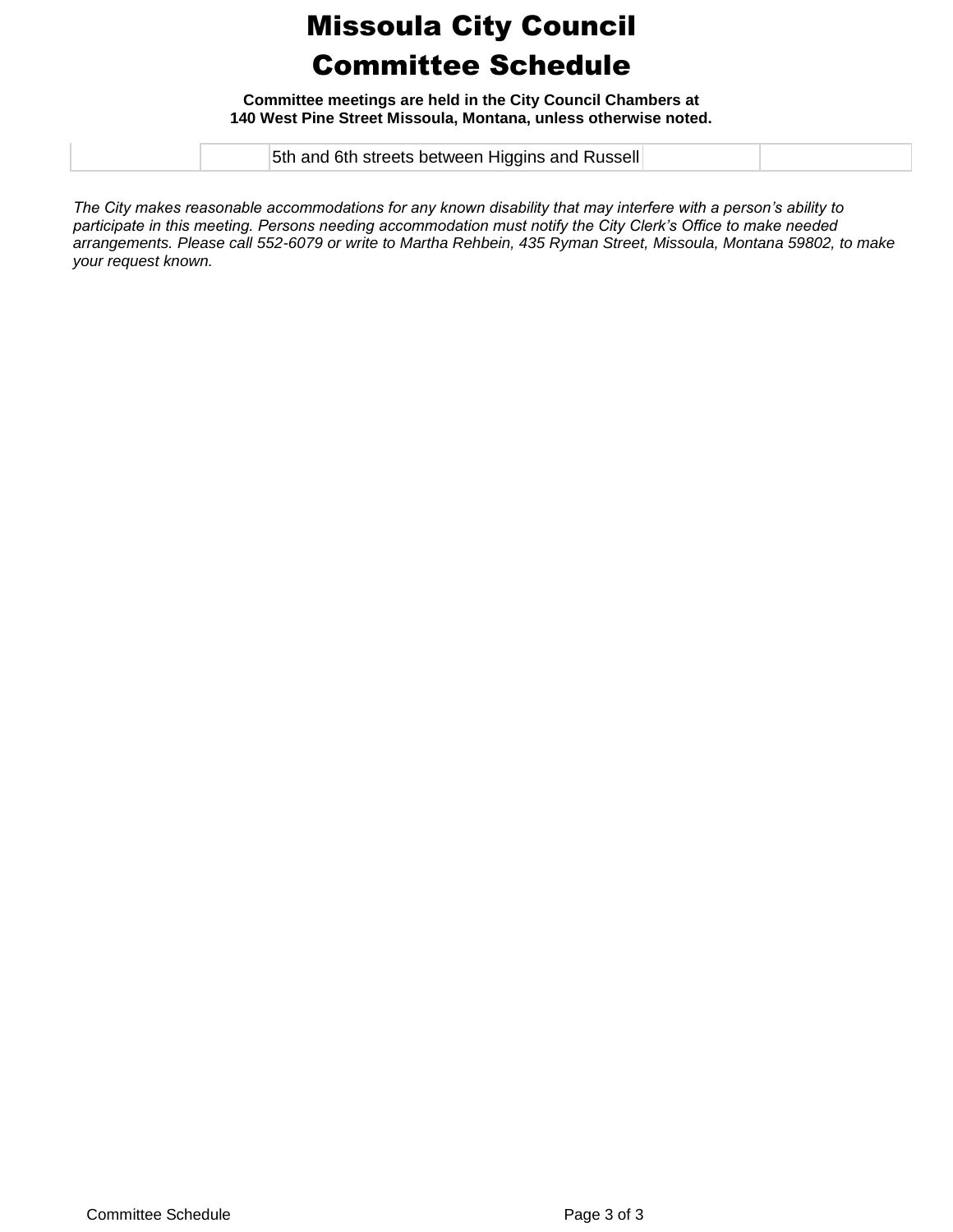# Missoula City Council

# Committee Schedule

**Committee meetings are held in the City Council Chambers at 140 West Pine Street Missoula, Montana, unless otherwise noted.**

| | | | | |
|---|---|---|---|---|
| | | 5th and 6th streets between Higgins and Russell | | |

*The City makes reasonable accommodations for any known disability that may interfere with a person's ability to participate in this meeting. Persons needing accommodation must notify the City Clerk's Office to make needed arrangements. Please call 552-6079 or write to Martha Rehbein, 435 Ryman Street, Missoula, Montana 59802, to make your request known.*